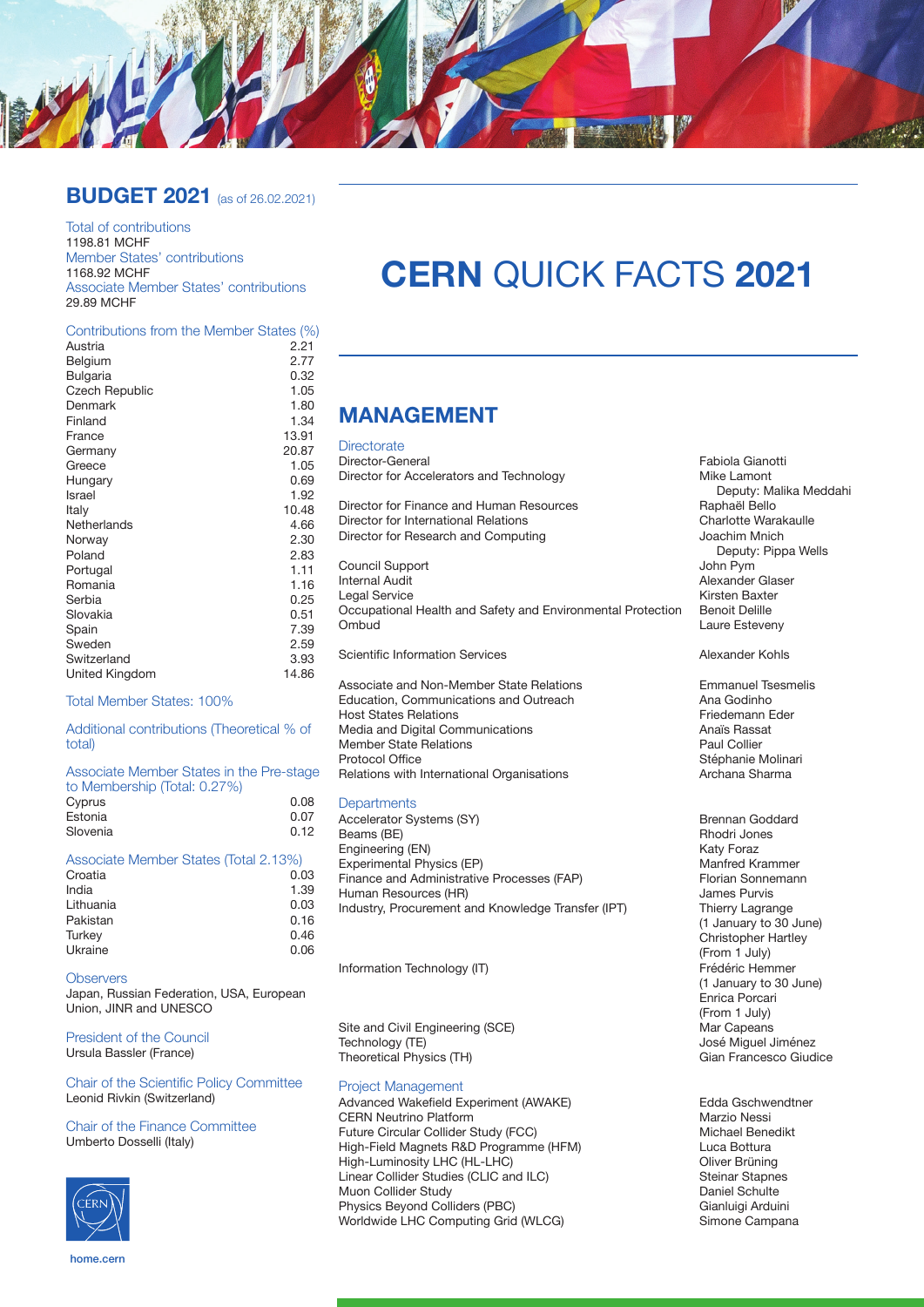# CERN QUICK FACTS 2021

## BUDGET 2021 (as of 26.02.2021)

Total of contributions
1198.81 MCHF

Member States' contributions
1168.92 MCHF

Associate Member States' contributions
29.89 MCHF

### Contributions from the Member States (%)

| Country | % |
| --- | --- |
| Austria | 2.21 |
| Belgium | 2.77 |
| Bulgaria | 0.32 |
| Czech Republic | 1.05 |
| Denmark | 1.80 |
| Finland | 1.34 |
| France | 13.91 |
| Germany | 20.87 |
| Greece | 1.05 |
| Hungary | 0.69 |
| Israel | 1.92 |
| Italy | 10.48 |
| Netherlands | 4.66 |
| Norway | 2.30 |
| Poland | 2.83 |
| Portugal | 1.11 |
| Romania | 1.16 |
| Serbia | 0.25 |
| Slovakia | 0.51 |
| Spain | 7.39 |
| Sweden | 2.59 |
| Switzerland | 3.93 |
| United Kingdom | 14.86 |

Total Member States: 100%

Additional contributions (Theoretical % of total)

### Associate Member States in the Pre-stage to Membership (Total: 0.27%)

| Country | % |
| --- | --- |
| Cyprus | 0.08 |
| Estonia | 0.07 |
| Slovenia | 0.12 |

### Associate Member States (Total 2.13%)

| Country | % |
| --- | --- |
| Croatia | 0.03 |
| India | 1.39 |
| Lithuania | 0.03 |
| Pakistan | 0.16 |
| Turkey | 0.46 |
| Ukraine | 0.06 |

### Observers
Japan, Russian Federation, USA, European Union, JINR and UNESCO

### President of the Council
Ursula Bassler (France)

### Chair of the Scientific Policy Committee
Leonid Rivkin (Switzerland)

### Chair of the Finance Committee
Umberto Dosselli (Italy)

home.cern

## MANAGEMENT

### Directorate

| Position | Name |
| --- | --- |
| Director-General | Fabiola Gianotti |
| Director for Accelerators and Technology | Mike Lamont<br>Deputy: Malika Meddahi |
| Director for Finance and Human Resources | Raphaël Bello |
| Director for International Relations | Charlotte Warakaulle |
| Director for Research and Computing | Joachim Mnich<br>Deputy: Pippa Wells |
| Council Support | John Pym |
| Internal Audit | Alexander Glaser |
| Legal Service | Kirsten Baxter |
| Occupational Health and Safety and Environmental Protection | Benoit Delille |
| Ombud | Laure Esteveny |
| Scientific Information Services | Alexander Kohls |
| Associate and Non-Member State Relations | Emmanuel Tsesmelis |
| Education, Communications and Outreach | Ana Godinho |
| Host States Relations | Friedemann Eder |
| Media and Digital Communications | Anaïs Rassat |
| Member State Relations | Paul Collier |
| Protocol Office | Stéphanie Molinari |
| Relations with International Organisations | Archana Sharma |

### Departments

| Department | Name |
| --- | --- |
| Accelerator Systems (SY) | Brennan Goddard |
| Beams (BE) | Rhodri Jones |
| Engineering (EN) | Katy Foraz |
| Experimental Physics (EP) | Manfred Krammer |
| Finance and Administrative Processes (FAP) | Florian Sonnemann |
| Human Resources (HR) | James Purvis |
| Industry, Procurement and Knowledge Transfer (IPT) | Thierry Lagrange (1 January to 30 June)<br>Christopher Hartley (From 1 July) |
| Information Technology (IT) | Frédéric Hemmer (1 January to 30 June)<br>Enrica Porcari (From 1 July) |
| Site and Civil Engineering (SCE) | Mar Capeans |
| Technology (TE) | José Miguel Jiménez |
| Theoretical Physics (TH) | Gian Francesco Giudice |

### Project Management

| Project | Name |
| --- | --- |
| Advanced Wakefield Experiment (AWAKE) | Edda Gschwendtner |
| CERN Neutrino Platform | Marzio Nessi |
| Future Circular Collider Study (FCC) | Michael Benedikt |
| High-Field Magnets R&D Programme (HFM) | Luca Bottura |
| High-Luminosity LHC (HL-LHC) | Oliver Brüning |
| Linear Collider Studies (CLIC and ILC) | Steinar Stapnes |
| Muon Collider Study | Daniel Schulte |
| Physics Beyond Colliders (PBC) | Gianluigi Arduini |
| Worldwide LHC Computing Grid (WLCG) | Simone Campana |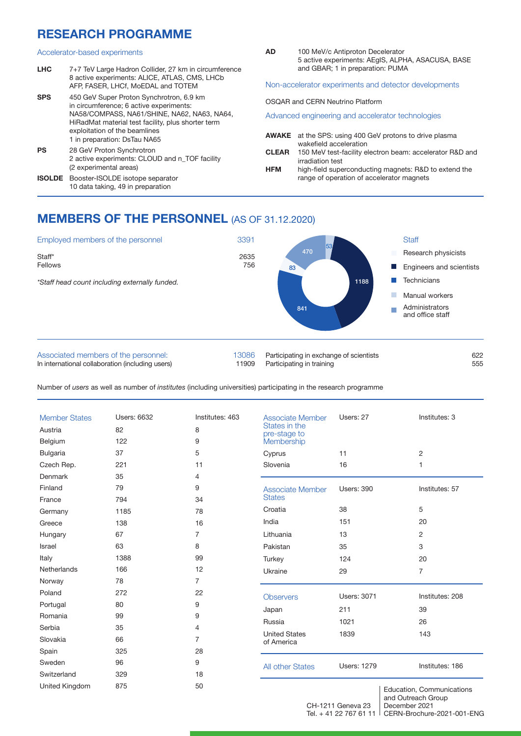## RESEARCH PROGRAMME

### Accelerator-based experiments

**LHC** 7+7 TeV Large Hadron Collider, 27 km in circumference
8 active experiments: ALICE, ATLAS, CMS, LHCb AFP, FASER, LHCf, MoEDAL and TOTEM

**SPS** 450 GeV Super Proton Synchrotron, 6.9 km in circumference; 6 active experiments: NA58/COMPASS, NA61/SHINE, NA62, NA63, NA64, HiRadMat material test facility, plus shorter term exploitation of the beamlines
1 in preparation: DsTau NA65

**PS** 28 GeV Proton Synchrotron
2 active experiments: CLOUD and n_TOF facility (2 experimental areas)

**ISOLDE** Booster-ISOLDE isotope separator
10 data taking, 49 in preparation

**AD** 100 MeV/c Antiproton Decelerator
5 active experiments: AEgIS, ALPHA, ASACUSA, BASE and GBAR; 1 in preparation: PUMA

### Non-accelerator experiments and detector developments

OSQAR and CERN Neutrino Platform

### Advanced engineering and accelerator technologies

**AWAKE** at the SPS: using 400 GeV protons to drive plasma wakefield acceleration

**CLEAR** 150 MeV test-facility electron beam: accelerator R&D and irradiation test

**HFM** high-field superconducting magnets: R&D to extend the range of operation of accelerator magnets

## MEMBERS OF THE PERSONNEL (AS OF 31.12.2020)

| Employed members of the personnel | 3391 |
|---|---|
| Staff* | 2635 |
| Fellows | 756 |

*Staff head count including externally funded.*

Staff
53
1188
841
83
470

Research physicists
Engineers and scientists
Technicians
Manual workers
Administrators and office staff

| Associated members of the personnel: | 13086 |
|---|---|
| In international collaboration (including users) | 11909 |
| Participating in exchange of scientists | 622 |
| Participating in training | 555 |

Number of *users* as well as number of *institutes* (including universities) participating in the research programme

| Member States | Users: 6632 | Institutes: 463 |
|---|---|---|
| Austria | 82 | 8 |
| Belgium | 122 | 9 |
| Bulgaria | 37 | 5 |
| Czech Rep. | 221 | 11 |
| Denmark | 35 | 4 |
| Finland | 79 | 9 |
| France | 794 | 34 |
| Germany | 1185 | 78 |
| Greece | 138 | 16 |
| Hungary | 67 | 7 |
| Israel | 63 | 8 |
| Italy | 1388 | 99 |
| Netherlands | 166 | 12 |
| Norway | 78 | 7 |
| Poland | 272 | 22 |
| Portugal | 80 | 9 |
| Romania | 99 | 9 |
| Serbia | 35 | 4 |
| Slovakia | 66 | 7 |
| Spain | 325 | 28 |
| Sweden | 96 | 9 |
| Switzerland | 329 | 18 |
| United Kingdom | 875 | 50 |

| Associate Member States in the pre-stage to Membership | Users: 27 | Institutes: 3 |
|---|---|---|
| Cyprus | 11 | 2 |
| Slovenia | 16 | 1 |

| Associate Member States | Users: 390 | Institutes: 57 |
|---|---|---|
| Croatia | 38 | 5 |
| India | 151 | 20 |
| Lithuania | 13 | 2 |
| Pakistan | 35 | 3 |
| Turkey | 124 | 20 |
| Ukraine | 29 | 7 |

| Observers | Users: 3071 | Institutes: 208 |
|---|---|---|
| Japan | 211 | 39 |
| Russia | 1021 | 26 |
| United States of America | 1839 | 143 |

| All other States | Users: 1279 | Institutes: 186 |
|---|---|---|

CH-1211 Geneva 23
Tel. + 41 22 767 61 11

Education, Communications and Outreach Group
December 2021
CERN-Brochure-2021-001-ENG